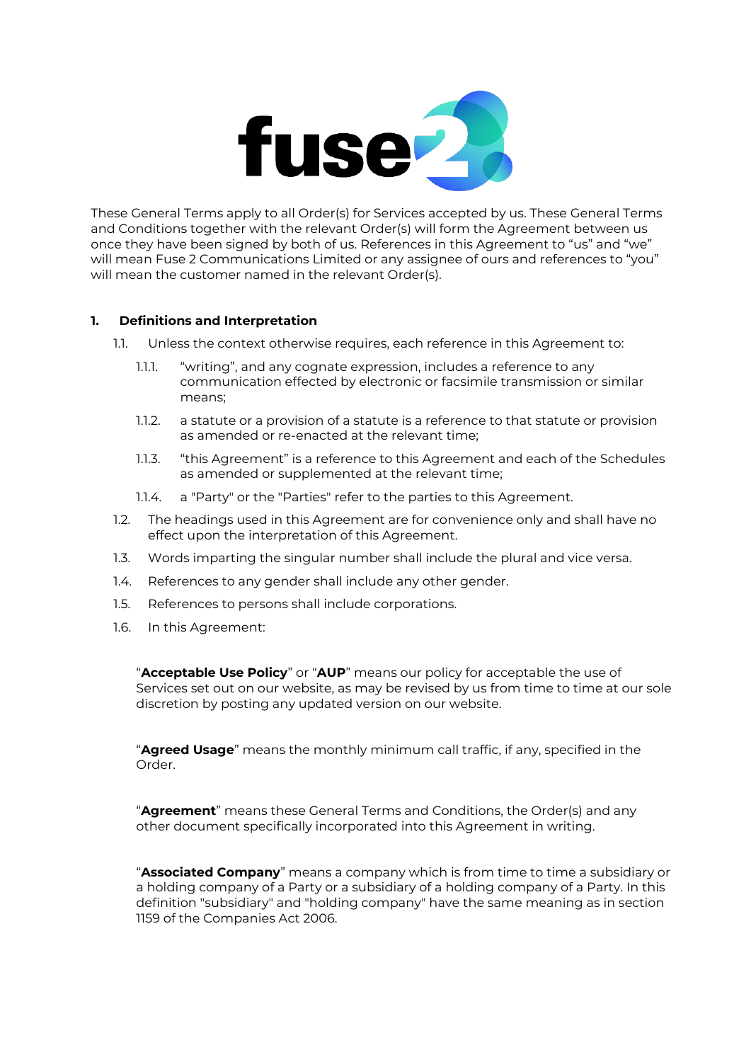These General Terms apply to all Order(s) for Services accepted by us. These General Terms and Conditions together with the relevant Order(s) will form the Agreement between us once they have been signed by both of us. References in this Agreement to "us" and "we" will mean Fuse 2 Communications Limited or any assignee of ours and references to "you" will mean the customer named in the relevant Order(s).

## 1. Definitions and Interpretation

1.1. Unless the context otherwise requires, each reference in this Agreement to:

1.1.1. "writing", and any cognate expression, includes a reference to any communication effected by electronic or facsimile transmission or similar means;

1.1.2. a statute or a provision of a statute is a reference to that statute or provision as amended or re-enacted at the relevant time;

1.1.3. "this Agreement" is a reference to this Agreement and each of the Schedules as amended or supplemented at the relevant time;

1.1.4. a "Party" or the "Parties" refer to the parties to this Agreement.

1.2. The headings used in this Agreement are for convenience only and shall have no effect upon the interpretation of this Agreement.

1.3. Words imparting the singular number shall include the plural and vice versa.

1.4. References to any gender shall include any other gender.

1.5. References to persons shall include corporations.

1.6. In this Agreement:

"**Acceptable Use Policy**" or "**AUP**" means our policy for acceptable the use of Services set out on our website, as may be revised by us from time to time at our sole discretion by posting any updated version on our website.

"**Agreed Usage**" means the monthly minimum call traffic, if any, specified in the Order.

"**Agreement**" means these General Terms and Conditions, the Order(s) and any other document specifically incorporated into this Agreement in writing.

"**Associated Company**" means a company which is from time to time a subsidiary or a holding company of a Party or a subsidiary of a holding company of a Party. In this definition "subsidiary" and "holding company" have the same meaning as in section 1159 of the Companies Act 2006.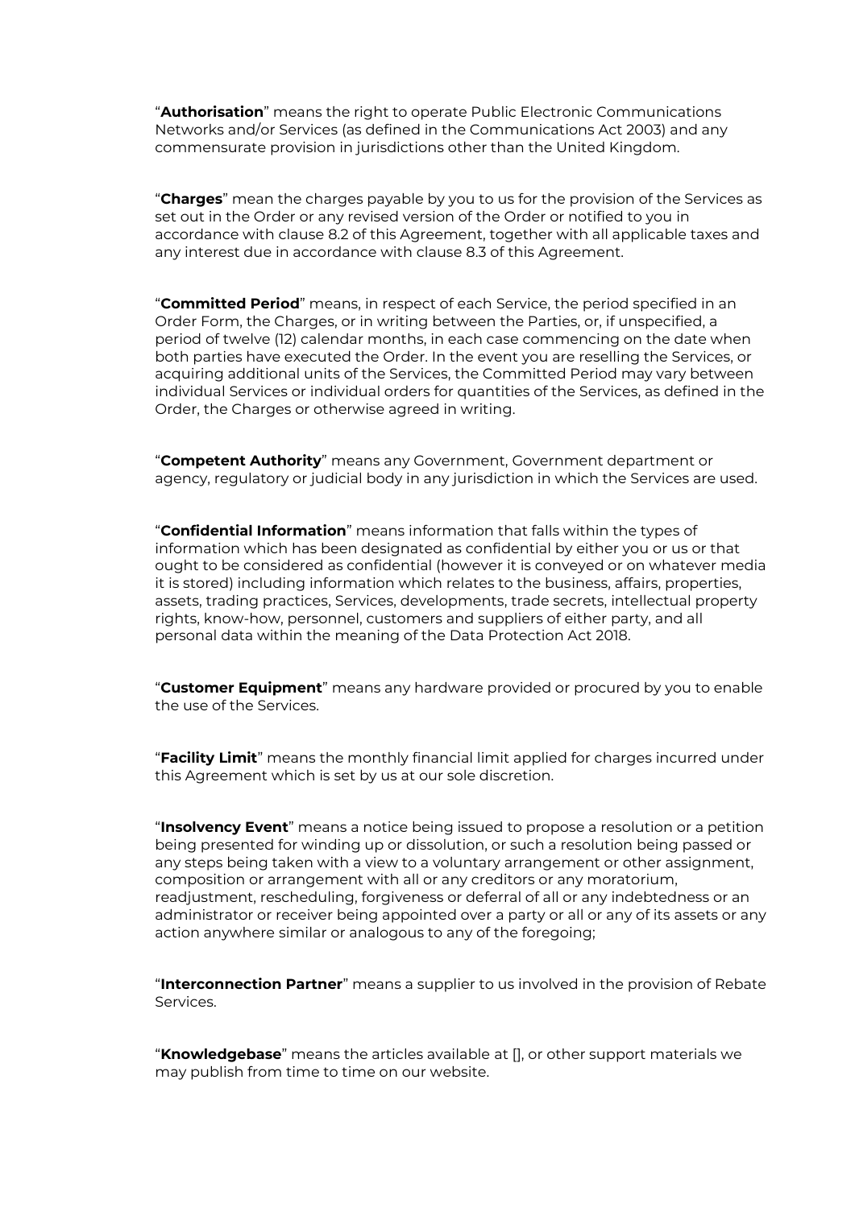"**Authorisation**" means the right to operate Public Electronic Communications Networks and/or Services (as defined in the Communications Act 2003) and any commensurate provision in jurisdictions other than the United Kingdom.

"**Charges**" mean the charges payable by you to us for the provision of the Services as set out in the Order or any revised version of the Order or notified to you in accordance with clause 8.2 of this Agreement, together with all applicable taxes and any interest due in accordance with clause 8.3 of this Agreement.

"**Committed Period**" means, in respect of each Service, the period specified in an Order Form, the Charges, or in writing between the Parties, or, if unspecified, a period of twelve (12) calendar months, in each case commencing on the date when both parties have executed the Order. In the event you are reselling the Services, or acquiring additional units of the Services, the Committed Period may vary between individual Services or individual orders for quantities of the Services, as defined in the Order, the Charges or otherwise agreed in writing.

"**Competent Authority**" means any Government, Government department or agency, regulatory or judicial body in any jurisdiction in which the Services are used.

"**Confidential Information**" means information that falls within the types of information which has been designated as confidential by either you or us or that ought to be considered as confidential (however it is conveyed or on whatever media it is stored) including information which relates to the business, affairs, properties, assets, trading practices, Services, developments, trade secrets, intellectual property rights, know-how, personnel, customers and suppliers of either party, and all personal data within the meaning of the Data Protection Act 2018.

"**Customer Equipment**" means any hardware provided or procured by you to enable the use of the Services.

"**Facility Limit**" means the monthly financial limit applied for charges incurred under this Agreement which is set by us at our sole discretion.

"**Insolvency Event**" means a notice being issued to propose a resolution or a petition being presented for winding up or dissolution, or such a resolution being passed or any steps being taken with a view to a voluntary arrangement or other assignment, composition or arrangement with all or any creditors or any moratorium, readjustment, rescheduling, forgiveness or deferral of all or any indebtedness or an administrator or receiver being appointed over a party or all or any of its assets or any action anywhere similar or analogous to any of the foregoing;

"**Interconnection Partner**" means a supplier to us involved in the provision of Rebate Services.

"**Knowledgebase**" means the articles available at [], or other support materials we may publish from time to time on our website.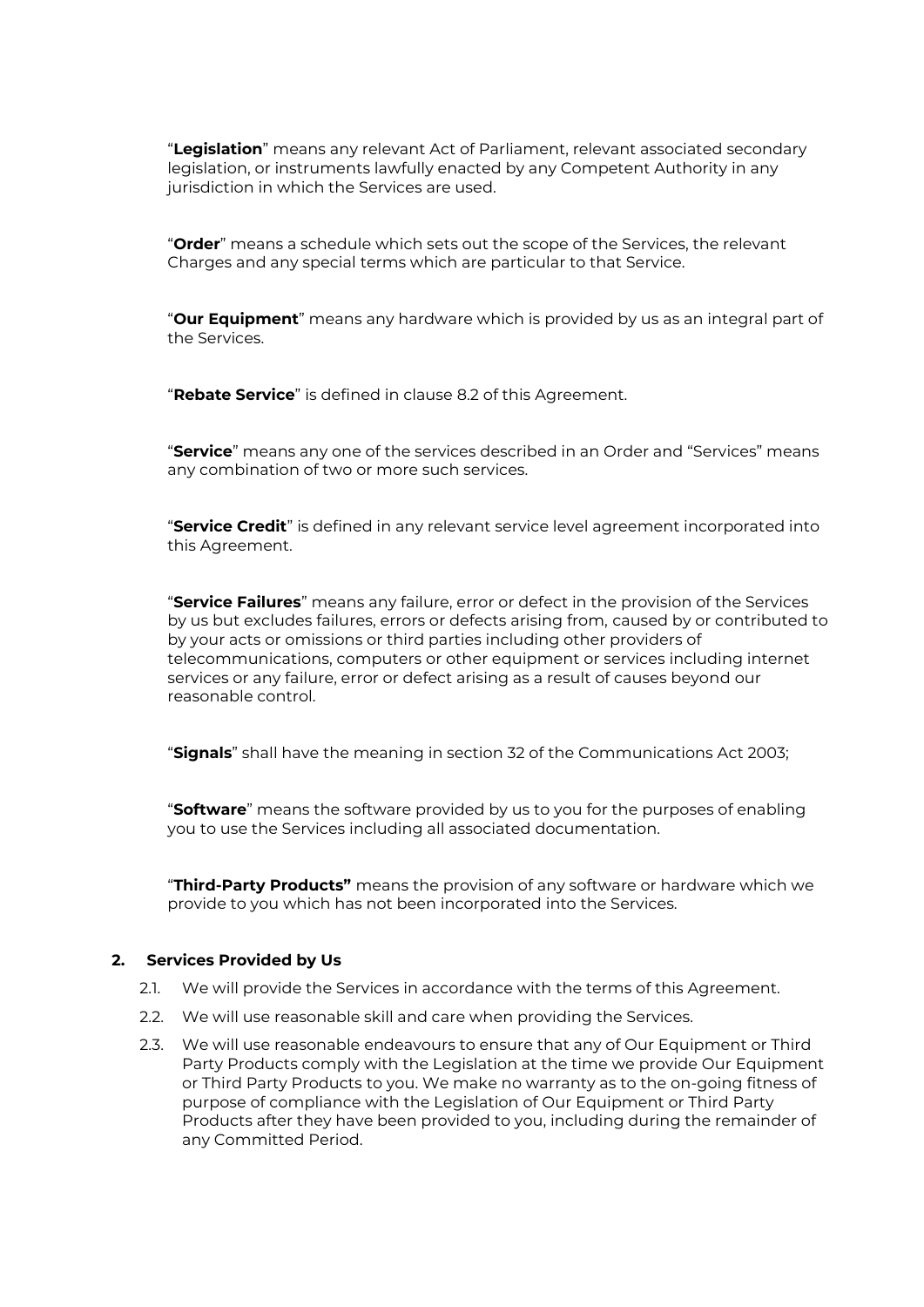"**Legislation**" means any relevant Act of Parliament, relevant associated secondary legislation, or instruments lawfully enacted by any Competent Authority in any jurisdiction in which the Services are used.

"**Order**" means a schedule which sets out the scope of the Services, the relevant Charges and any special terms which are particular to that Service.

"**Our Equipment**" means any hardware which is provided by us as an integral part of the Services.

"**Rebate Service**" is defined in clause 8.2 of this Agreement.

"**Service**" means any one of the services described in an Order and "Services" means any combination of two or more such services.

"**Service Credit**" is defined in any relevant service level agreement incorporated into this Agreement.

"**Service Failures**" means any failure, error or defect in the provision of the Services by us but excludes failures, errors or defects arising from, caused by or contributed to by your acts or omissions or third parties including other providers of telecommunications, computers or other equipment or services including internet services or any failure, error or defect arising as a result of causes beyond our reasonable control.

"**Signals**" shall have the meaning in section 32 of the Communications Act 2003;

"**Software**" means the software provided by us to you for the purposes of enabling you to use the Services including all associated documentation.

"**Third-Party Products"** means the provision of any software or hardware which we provide to you which has not been incorporated into the Services.

## 2. Services Provided by Us

2.1. We will provide the Services in accordance with the terms of this Agreement.

2.2. We will use reasonable skill and care when providing the Services.

2.3. We will use reasonable endeavours to ensure that any of Our Equipment or Third Party Products comply with the Legislation at the time we provide Our Equipment or Third Party Products to you. We make no warranty as to the on-going fitness of purpose of compliance with the Legislation of Our Equipment or Third Party Products after they have been provided to you, including during the remainder of any Committed Period.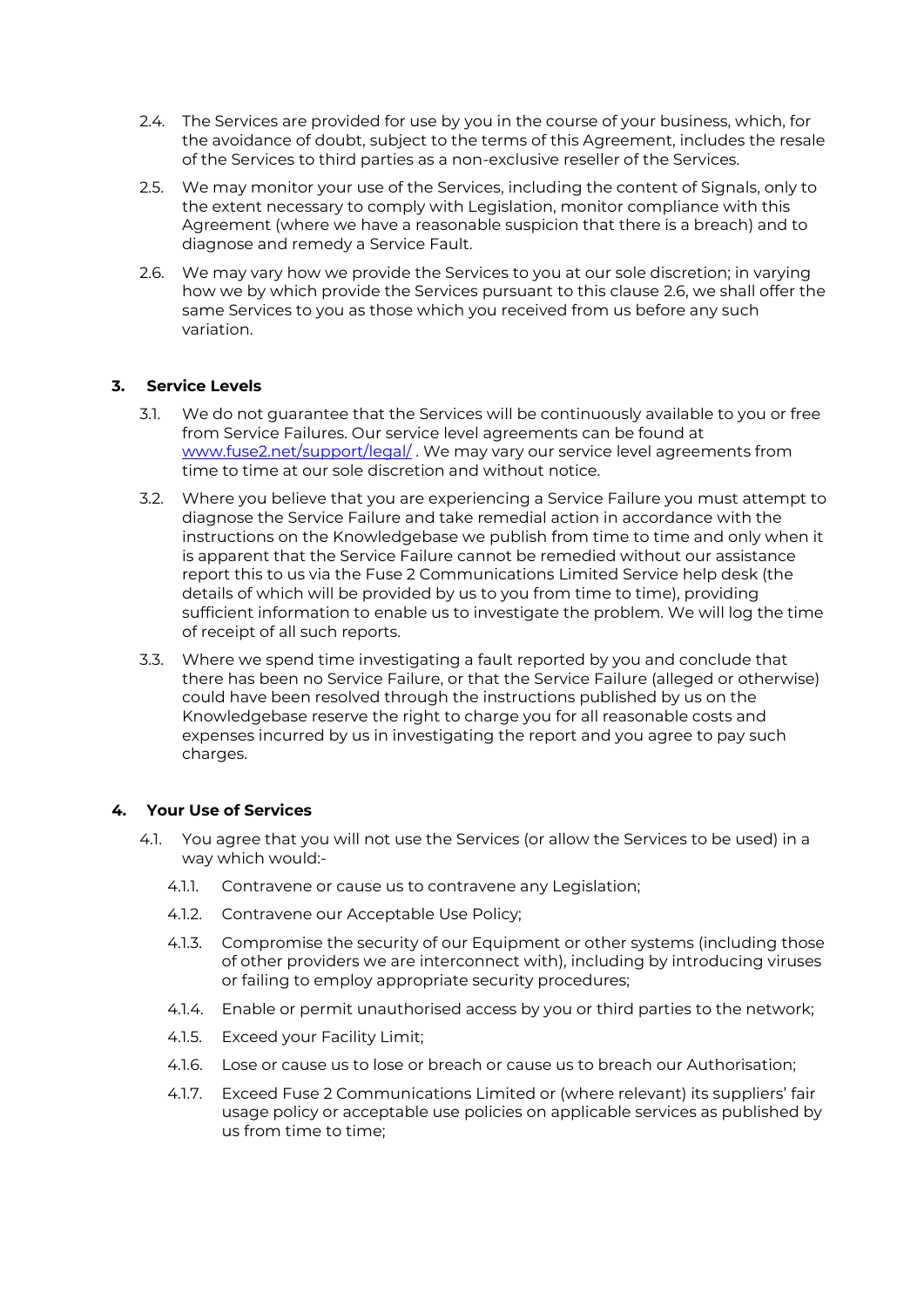2.4. The Services are provided for use by you in the course of your business, which, for the avoidance of doubt, subject to the terms of this Agreement, includes the resale of the Services to third parties as a non-exclusive reseller of the Services.

2.5. We may monitor your use of the Services, including the content of Signals, only to the extent necessary to comply with Legislation, monitor compliance with this Agreement (where we have a reasonable suspicion that there is a breach) and to diagnose and remedy a Service Fault.

2.6. We may vary how we provide the Services to you at our sole discretion; in varying how we by which provide the Services pursuant to this clause 2.6, we shall offer the same Services to you as those which you received from us before any such variation.

## 3. Service Levels

3.1. We do not guarantee that the Services will be continuously available to you or free from Service Failures. Our service level agreements can be found at [www.fuse2.net/support/legal/](www.fuse2.net/support/legal/) . We may vary our service level agreements from time to time at our sole discretion and without notice.

3.2. Where you believe that you are experiencing a Service Failure you must attempt to diagnose the Service Failure and take remedial action in accordance with the instructions on the Knowledgebase we publish from time to time and only when it is apparent that the Service Failure cannot be remedied without our assistance report this to us via the Fuse 2 Communications Limited Service help desk (the details of which will be provided by us to you from time to time), providing sufficient information to enable us to investigate the problem. We will log the time of receipt of all such reports.

3.3. Where we spend time investigating a fault reported by you and conclude that there has been no Service Failure, or that the Service Failure (alleged or otherwise) could have been resolved through the instructions published by us on the Knowledgebase reserve the right to charge you for all reasonable costs and expenses incurred by us in investigating the report and you agree to pay such charges.

## 4. Your Use of Services

4.1. You agree that you will not use the Services (or allow the Services to be used) in a way which would:-

4.1.1. Contravene or cause us to contravene any Legislation;

4.1.2. Contravene our Acceptable Use Policy;

4.1.3. Compromise the security of our Equipment or other systems (including those of other providers we are interconnect with), including by introducing viruses or failing to employ appropriate security procedures;

4.1.4. Enable or permit unauthorised access by you or third parties to the network;

4.1.5. Exceed your Facility Limit;

4.1.6. Lose or cause us to lose or breach or cause us to breach our Authorisation;

4.1.7. Exceed Fuse 2 Communications Limited or (where relevant) its suppliers' fair usage policy or acceptable use policies on applicable services as published by us from time to time;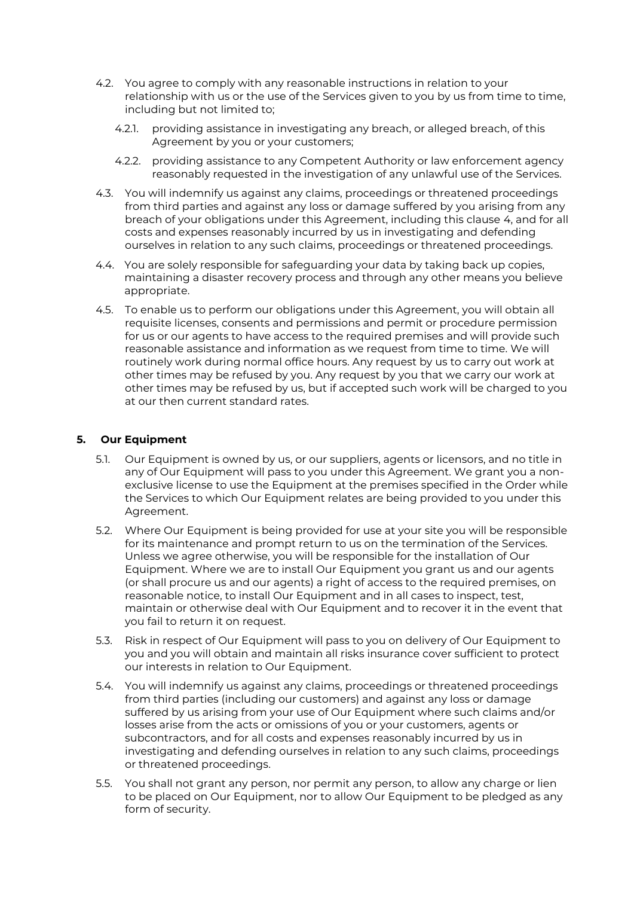4.2. You agree to comply with any reasonable instructions in relation to your relationship with us or the use of the Services given to you by us from time to time, including but not limited to;

4.2.1. providing assistance in investigating any breach, or alleged breach, of this Agreement by you or your customers;

4.2.2. providing assistance to any Competent Authority or law enforcement agency reasonably requested in the investigation of any unlawful use of the Services.

4.3. You will indemnify us against any claims, proceedings or threatened proceedings from third parties and against any loss or damage suffered by you arising from any breach of your obligations under this Agreement, including this clause 4, and for all costs and expenses reasonably incurred by us in investigating and defending ourselves in relation to any such claims, proceedings or threatened proceedings.

4.4. You are solely responsible for safeguarding your data by taking back up copies, maintaining a disaster recovery process and through any other means you believe appropriate.

4.5. To enable us to perform our obligations under this Agreement, you will obtain all requisite licenses, consents and permissions and permit or procedure permission for us or our agents to have access to the required premises and will provide such reasonable assistance and information as we request from time to time. We will routinely work during normal office hours. Any request by us to carry out work at other times may be refused by you. Any request by you that we carry our work at other times may be refused by us, but if accepted such work will be charged to you at our then current standard rates.

## 5. Our Equipment

5.1. Our Equipment is owned by us, or our suppliers, agents or licensors, and no title in any of Our Equipment will pass to you under this Agreement. We grant you a non-exclusive license to use the Equipment at the premises specified in the Order while the Services to which Our Equipment relates are being provided to you under this Agreement.

5.2. Where Our Equipment is being provided for use at your site you will be responsible for its maintenance and prompt return to us on the termination of the Services. Unless we agree otherwise, you will be responsible for the installation of Our Equipment. Where we are to install Our Equipment you grant us and our agents (or shall procure us and our agents) a right of access to the required premises, on reasonable notice, to install Our Equipment and in all cases to inspect, test, maintain or otherwise deal with Our Equipment and to recover it in the event that you fail to return it on request.

5.3. Risk in respect of Our Equipment will pass to you on delivery of Our Equipment to you and you will obtain and maintain all risks insurance cover sufficient to protect our interests in relation to Our Equipment.

5.4. You will indemnify us against any claims, proceedings or threatened proceedings from third parties (including our customers) and against any loss or damage suffered by us arising from your use of Our Equipment where such claims and/or losses arise from the acts or omissions of you or your customers, agents or subcontractors, and for all costs and expenses reasonably incurred by us in investigating and defending ourselves in relation to any such claims, proceedings or threatened proceedings.

5.5. You shall not grant any person, nor permit any person, to allow any charge or lien to be placed on Our Equipment, nor to allow Our Equipment to be pledged as any form of security.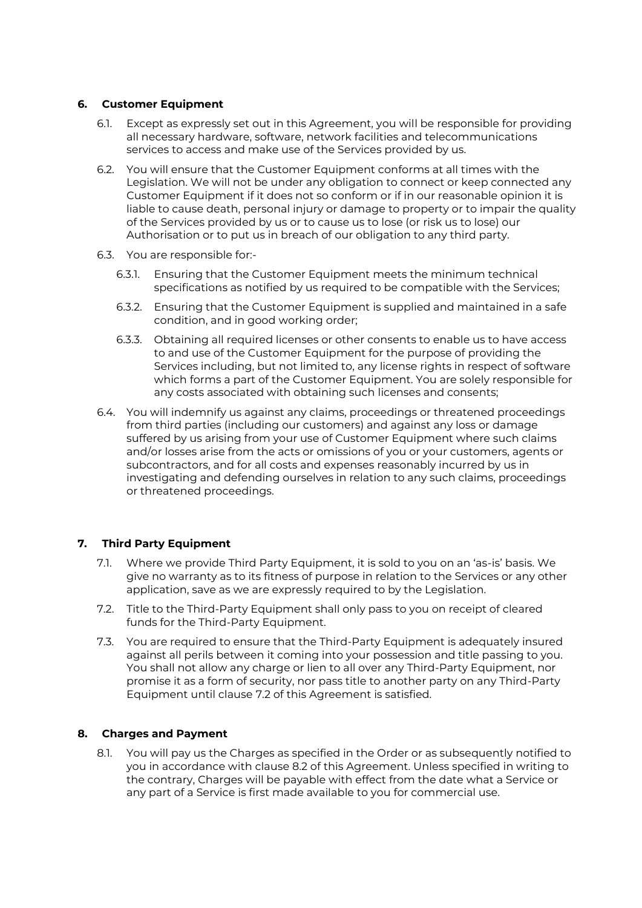## 6. Customer Equipment

6.1. Except as expressly set out in this Agreement, you will be responsible for providing all necessary hardware, software, network facilities and telecommunications services to access and make use of the Services provided by us.

6.2. You will ensure that the Customer Equipment conforms at all times with the Legislation. We will not be under any obligation to connect or keep connected any Customer Equipment if it does not so conform or if in our reasonable opinion it is liable to cause death, personal injury or damage to property or to impair the quality of the Services provided by us or to cause us to lose (or risk us to lose) our Authorisation or to put us in breach of our obligation to any third party.

6.3. You are responsible for:-

6.3.1. Ensuring that the Customer Equipment meets the minimum technical specifications as notified by us required to be compatible with the Services;

6.3.2. Ensuring that the Customer Equipment is supplied and maintained in a safe condition, and in good working order;

6.3.3. Obtaining all required licenses or other consents to enable us to have access to and use of the Customer Equipment for the purpose of providing the Services including, but not limited to, any license rights in respect of software which forms a part of the Customer Equipment. You are solely responsible for any costs associated with obtaining such licenses and consents;

6.4. You will indemnify us against any claims, proceedings or threatened proceedings from third parties (including our customers) and against any loss or damage suffered by us arising from your use of Customer Equipment where such claims and/or losses arise from the acts or omissions of you or your customers, agents or subcontractors, and for all costs and expenses reasonably incurred by us in investigating and defending ourselves in relation to any such claims, proceedings or threatened proceedings.

## 7. Third Party Equipment

7.1. Where we provide Third Party Equipment, it is sold to you on an 'as-is' basis. We give no warranty as to its fitness of purpose in relation to the Services or any other application, save as we are expressly required to by the Legislation.

7.2. Title to the Third-Party Equipment shall only pass to you on receipt of cleared funds for the Third-Party Equipment.

7.3. You are required to ensure that the Third-Party Equipment is adequately insured against all perils between it coming into your possession and title passing to you. You shall not allow any charge or lien to all over any Third-Party Equipment, nor promise it as a form of security, nor pass title to another party on any Third-Party Equipment until clause 7.2 of this Agreement is satisfied.

## 8. Charges and Payment

8.1. You will pay us the Charges as specified in the Order or as subsequently notified to you in accordance with clause 8.2 of this Agreement. Unless specified in writing to the contrary, Charges will be payable with effect from the date what a Service or any part of a Service is first made available to you for commercial use.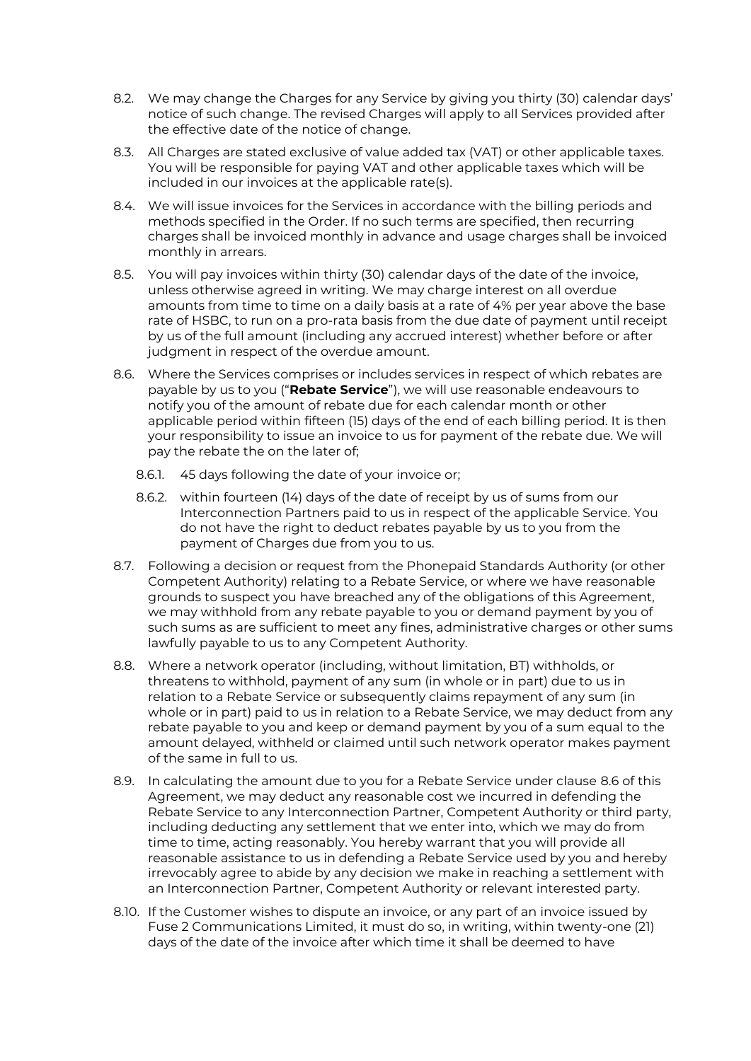8.2. We may change the Charges for any Service by giving you thirty (30) calendar days' notice of such change. The revised Charges will apply to all Services provided after the effective date of the notice of change.

8.3. All Charges are stated exclusive of value added tax (VAT) or other applicable taxes. You will be responsible for paying VAT and other applicable taxes which will be included in our invoices at the applicable rate(s).

8.4. We will issue invoices for the Services in accordance with the billing periods and methods specified in the Order. If no such terms are specified, then recurring charges shall be invoiced monthly in advance and usage charges shall be invoiced monthly in arrears.

8.5. You will pay invoices within thirty (30) calendar days of the date of the invoice, unless otherwise agreed in writing. We may charge interest on all overdue amounts from time to time on a daily basis at a rate of 4% per year above the base rate of HSBC, to run on a pro-rata basis from the due date of payment until receipt by us of the full amount (including any accrued interest) whether before or after judgment in respect of the overdue amount.

8.6. Where the Services comprises or includes services in respect of which rebates are payable by us to you ("**Rebate Service**"), we will use reasonable endeavours to notify you of the amount of rebate due for each calendar month or other applicable period within fifteen (15) days of the end of each billing period. It is then your responsibility to issue an invoice to us for payment of the rebate due. We will pay the rebate the on the later of;

   8.6.1. 45 days following the date of your invoice or;

   8.6.2. within fourteen (14) days of the date of receipt by us of sums from our Interconnection Partners paid to us in respect of the applicable Service. You do not have the right to deduct rebates payable by us to you from the payment of Charges due from you to us.

8.7. Following a decision or request from the Phonepaid Standards Authority (or other Competent Authority) relating to a Rebate Service, or where we have reasonable grounds to suspect you have breached any of the obligations of this Agreement, we may withhold from any rebate payable to you or demand payment by you of such sums as are sufficient to meet any fines, administrative charges or other sums lawfully payable to us to any Competent Authority.

8.8. Where a network operator (including, without limitation, BT) withholds, or threatens to withhold, payment of any sum (in whole or in part) due to us in relation to a Rebate Service or subsequently claims repayment of any sum (in whole or in part) paid to us in relation to a Rebate Service, we may deduct from any rebate payable to you and keep or demand payment by you of a sum equal to the amount delayed, withheld or claimed until such network operator makes payment of the same in full to us.

8.9. In calculating the amount due to you for a Rebate Service under clause 8.6 of this Agreement, we may deduct any reasonable cost we incurred in defending the Rebate Service to any Interconnection Partner, Competent Authority or third party, including deducting any settlement that we enter into, which we may do from time to time, acting reasonably. You hereby warrant that you will provide all reasonable assistance to us in defending a Rebate Service used by you and hereby irrevocably agree to abide by any decision we make in reaching a settlement with an Interconnection Partner, Competent Authority or relevant interested party.

8.10. If the Customer wishes to dispute an invoice, or any part of an invoice issued by Fuse 2 Communications Limited, it must do so, in writing, within twenty-one (21) days of the date of the invoice after which time it shall be deemed to have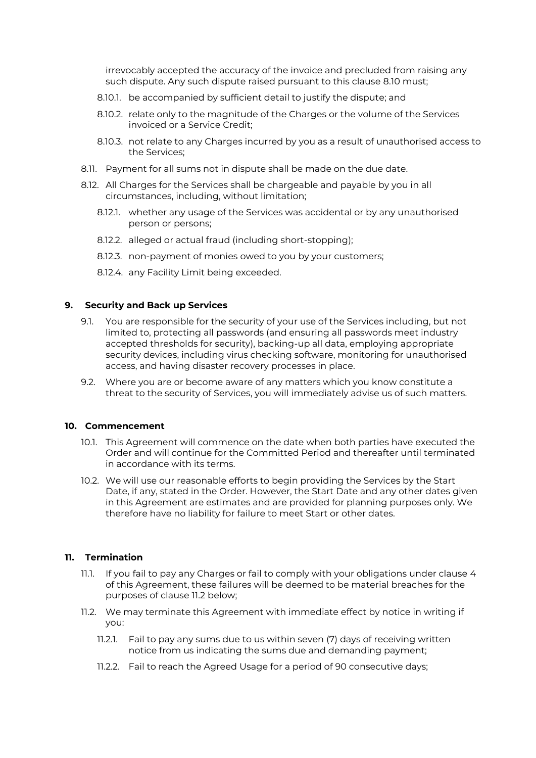irrevocably accepted the accuracy of the invoice and precluded from raising any such dispute. Any such dispute raised pursuant to this clause 8.10 must;

8.10.1. be accompanied by sufficient detail to justify the dispute; and

8.10.2. relate only to the magnitude of the Charges or the volume of the Services invoiced or a Service Credit;

8.10.3. not relate to any Charges incurred by you as a result of unauthorised access to the Services;

8.11. Payment for all sums not in dispute shall be made on the due date.

8.12. All Charges for the Services shall be chargeable and payable by you in all circumstances, including, without limitation;

8.12.1. whether any usage of the Services was accidental or by any unauthorised person or persons;

8.12.2. alleged or actual fraud (including short-stopping);

8.12.3. non-payment of monies owed to you by your customers;

8.12.4. any Facility Limit being exceeded.

## 9. Security and Back up Services

9.1. You are responsible for the security of your use of the Services including, but not limited to, protecting all passwords (and ensuring all passwords meet industry accepted thresholds for security), backing-up all data, employing appropriate security devices, including virus checking software, monitoring for unauthorised access, and having disaster recovery processes in place.

9.2. Where you are or become aware of any matters which you know constitute a threat to the security of Services, you will immediately advise us of such matters.

## 10. Commencement

10.1. This Agreement will commence on the date when both parties have executed the Order and will continue for the Committed Period and thereafter until terminated in accordance with its terms.

10.2. We will use our reasonable efforts to begin providing the Services by the Start Date, if any, stated in the Order. However, the Start Date and any other dates given in this Agreement are estimates and are provided for planning purposes only. We therefore have no liability for failure to meet Start or other dates.

## 11. Termination

11.1. If you fail to pay any Charges or fail to comply with your obligations under clause 4 of this Agreement, these failures will be deemed to be material breaches for the purposes of clause 11.2 below;

11.2. We may terminate this Agreement with immediate effect by notice in writing if you:

11.2.1. Fail to pay any sums due to us within seven (7) days of receiving written notice from us indicating the sums due and demanding payment;

11.2.2. Fail to reach the Agreed Usage for a period of 90 consecutive days;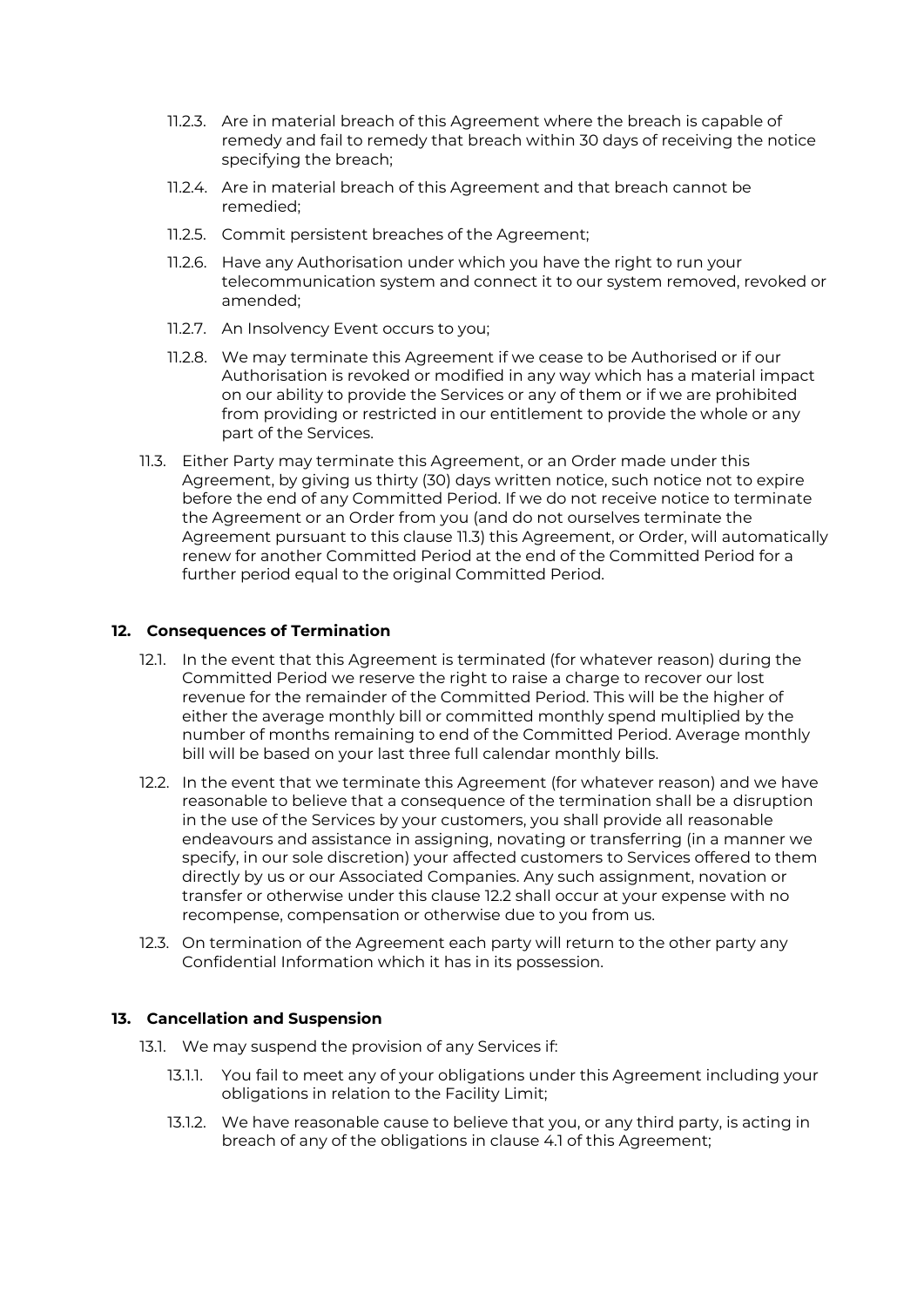11.2.3. Are in material breach of this Agreement where the breach is capable of remedy and fail to remedy that breach within 30 days of receiving the notice specifying the breach;

11.2.4. Are in material breach of this Agreement and that breach cannot be remedied;

11.2.5. Commit persistent breaches of the Agreement;

11.2.6. Have any Authorisation under which you have the right to run your telecommunication system and connect it to our system removed, revoked or amended;

11.2.7. An Insolvency Event occurs to you;

11.2.8. We may terminate this Agreement if we cease to be Authorised or if our Authorisation is revoked or modified in any way which has a material impact on our ability to provide the Services or any of them or if we are prohibited from providing or restricted in our entitlement to provide the whole or any part of the Services.

11.3. Either Party may terminate this Agreement, or an Order made under this Agreement, by giving us thirty (30) days written notice, such notice not to expire before the end of any Committed Period. If we do not receive notice to terminate the Agreement or an Order from you (and do not ourselves terminate the Agreement pursuant to this clause 11.3) this Agreement, or Order, will automatically renew for another Committed Period at the end of the Committed Period for a further period equal to the original Committed Period.

## 12. Consequences of Termination

12.1. In the event that this Agreement is terminated (for whatever reason) during the Committed Period we reserve the right to raise a charge to recover our lost revenue for the remainder of the Committed Period. This will be the higher of either the average monthly bill or committed monthly spend multiplied by the number of months remaining to end of the Committed Period. Average monthly bill will be based on your last three full calendar monthly bills.

12.2. In the event that we terminate this Agreement (for whatever reason) and we have reasonable to believe that a consequence of the termination shall be a disruption in the use of the Services by your customers, you shall provide all reasonable endeavours and assistance in assigning, novating or transferring (in a manner we specify, in our sole discretion) your affected customers to Services offered to them directly by us or our Associated Companies. Any such assignment, novation or transfer or otherwise under this clause 12.2 shall occur at your expense with no recompense, compensation or otherwise due to you from us.

12.3. On termination of the Agreement each party will return to the other party any Confidential Information which it has in its possession.

## 13. Cancellation and Suspension

13.1. We may suspend the provision of any Services if:

13.1.1. You fail to meet any of your obligations under this Agreement including your obligations in relation to the Facility Limit;

13.1.2. We have reasonable cause to believe that you, or any third party, is acting in breach of any of the obligations in clause 4.1 of this Agreement;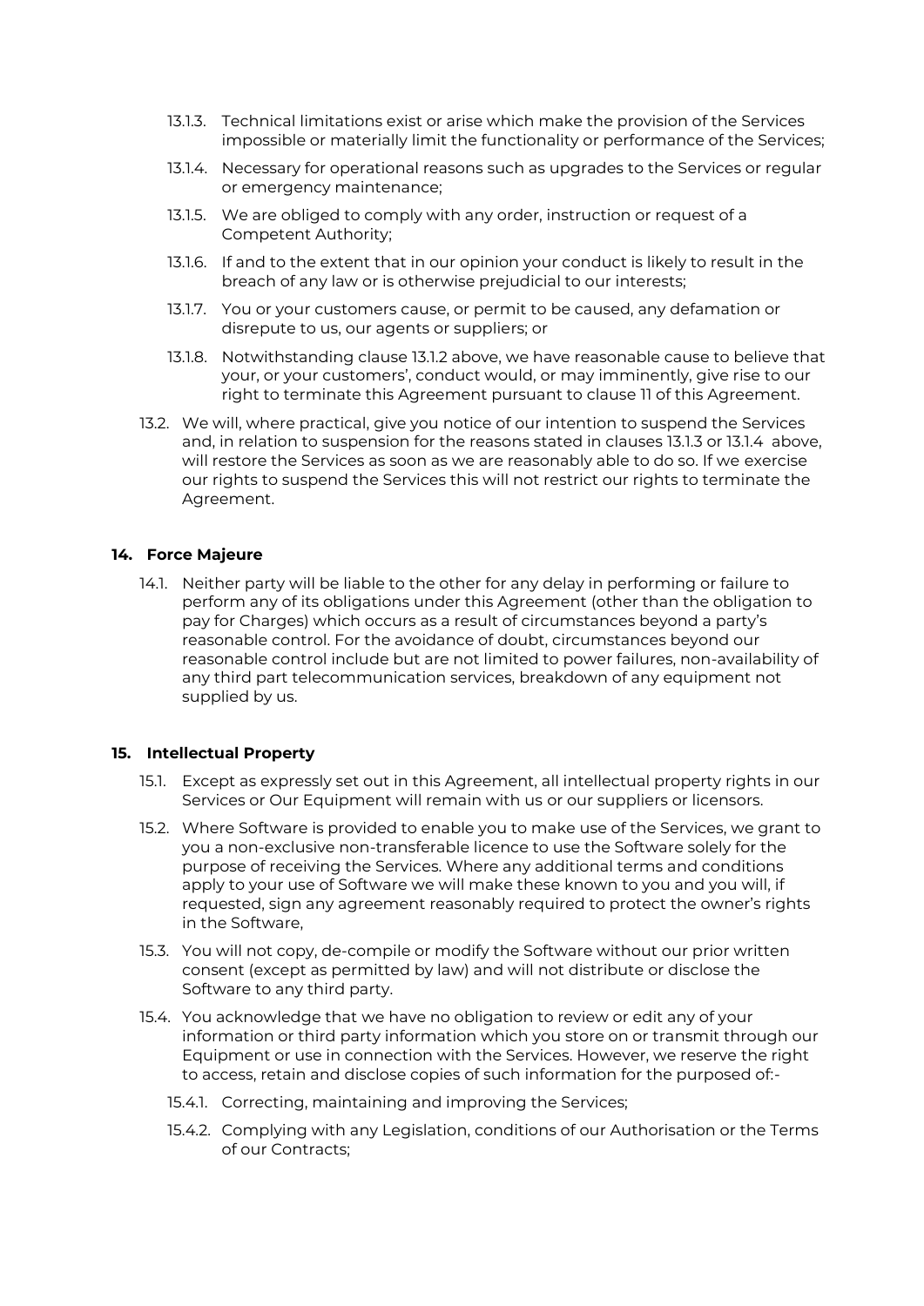13.1.3. Technical limitations exist or arise which make the provision of the Services impossible or materially limit the functionality or performance of the Services;

13.1.4. Necessary for operational reasons such as upgrades to the Services or regular or emergency maintenance;

13.1.5. We are obliged to comply with any order, instruction or request of a Competent Authority;

13.1.6. If and to the extent that in our opinion your conduct is likely to result in the breach of any law or is otherwise prejudicial to our interests;

13.1.7. You or your customers cause, or permit to be caused, any defamation or disrepute to us, our agents or suppliers; or

13.1.8. Notwithstanding clause 13.1.2 above, we have reasonable cause to believe that your, or your customers', conduct would, or may imminently, give rise to our right to terminate this Agreement pursuant to clause 11 of this Agreement.

13.2. We will, where practical, give you notice of our intention to suspend the Services and, in relation to suspension for the reasons stated in clauses 13.1.3 or 13.1.4 above, will restore the Services as soon as we are reasonably able to do so. If we exercise our rights to suspend the Services this will not restrict our rights to terminate the Agreement.

## 14. Force Majeure

14.1. Neither party will be liable to the other for any delay in performing or failure to perform any of its obligations under this Agreement (other than the obligation to pay for Charges) which occurs as a result of circumstances beyond a party's reasonable control. For the avoidance of doubt, circumstances beyond our reasonable control include but are not limited to power failures, non-availability of any third part telecommunication services, breakdown of any equipment not supplied by us.

## 15. Intellectual Property

15.1. Except as expressly set out in this Agreement, all intellectual property rights in our Services or Our Equipment will remain with us or our suppliers or licensors.

15.2. Where Software is provided to enable you to make use of the Services, we grant to you a non-exclusive non-transferable licence to use the Software solely for the purpose of receiving the Services. Where any additional terms and conditions apply to your use of Software we will make these known to you and you will, if requested, sign any agreement reasonably required to protect the owner's rights in the Software,

15.3. You will not copy, de-compile or modify the Software without our prior written consent (except as permitted by law) and will not distribute or disclose the Software to any third party.

15.4. You acknowledge that we have no obligation to review or edit any of your information or third party information which you store on or transmit through our Equipment or use in connection with the Services. However, we reserve the right to access, retain and disclose copies of such information for the purposed of:-

15.4.1. Correcting, maintaining and improving the Services;

15.4.2. Complying with any Legislation, conditions of our Authorisation or the Terms of our Contracts;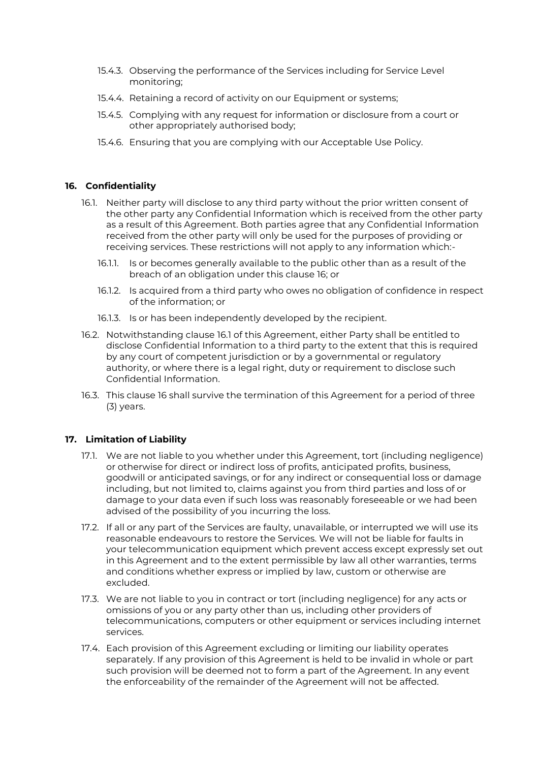15.4.3. Observing the performance of the Services including for Service Level monitoring;

15.4.4. Retaining a record of activity on our Equipment or systems;

15.4.5. Complying with any request for information or disclosure from a court or other appropriately authorised body;

15.4.6. Ensuring that you are complying with our Acceptable Use Policy.

## 16. Confidentiality

16.1. Neither party will disclose to any third party without the prior written consent of the other party any Confidential Information which is received from the other party as a result of this Agreement. Both parties agree that any Confidential Information received from the other party will only be used for the purposes of providing or receiving services. These restrictions will not apply to any information which:-

16.1.1. Is or becomes generally available to the public other than as a result of the breach of an obligation under this clause 16; or

16.1.2. Is acquired from a third party who owes no obligation of confidence in respect of the information; or

16.1.3. Is or has been independently developed by the recipient.

16.2. Notwithstanding clause 16.1 of this Agreement, either Party shall be entitled to disclose Confidential Information to a third party to the extent that this is required by any court of competent jurisdiction or by a governmental or regulatory authority, or where there is a legal right, duty or requirement to disclose such Confidential Information.

16.3. This clause 16 shall survive the termination of this Agreement for a period of three (3) years.

## 17. Limitation of Liability

17.1. We are not liable to you whether under this Agreement, tort (including negligence) or otherwise for direct or indirect loss of profits, anticipated profits, business, goodwill or anticipated savings, or for any indirect or consequential loss or damage including, but not limited to, claims against you from third parties and loss of or damage to your data even if such loss was reasonably foreseeable or we had been advised of the possibility of you incurring the loss.

17.2. If all or any part of the Services are faulty, unavailable, or interrupted we will use its reasonable endeavours to restore the Services. We will not be liable for faults in your telecommunication equipment which prevent access except expressly set out in this Agreement and to the extent permissible by law all other warranties, terms and conditions whether express or implied by law, custom or otherwise are excluded.

17.3. We are not liable to you in contract or tort (including negligence) for any acts or omissions of you or any party other than us, including other providers of telecommunications, computers or other equipment or services including internet services.

17.4. Each provision of this Agreement excluding or limiting our liability operates separately. If any provision of this Agreement is held to be invalid in whole or part such provision will be deemed not to form a part of the Agreement. In any event the enforceability of the remainder of the Agreement will not be affected.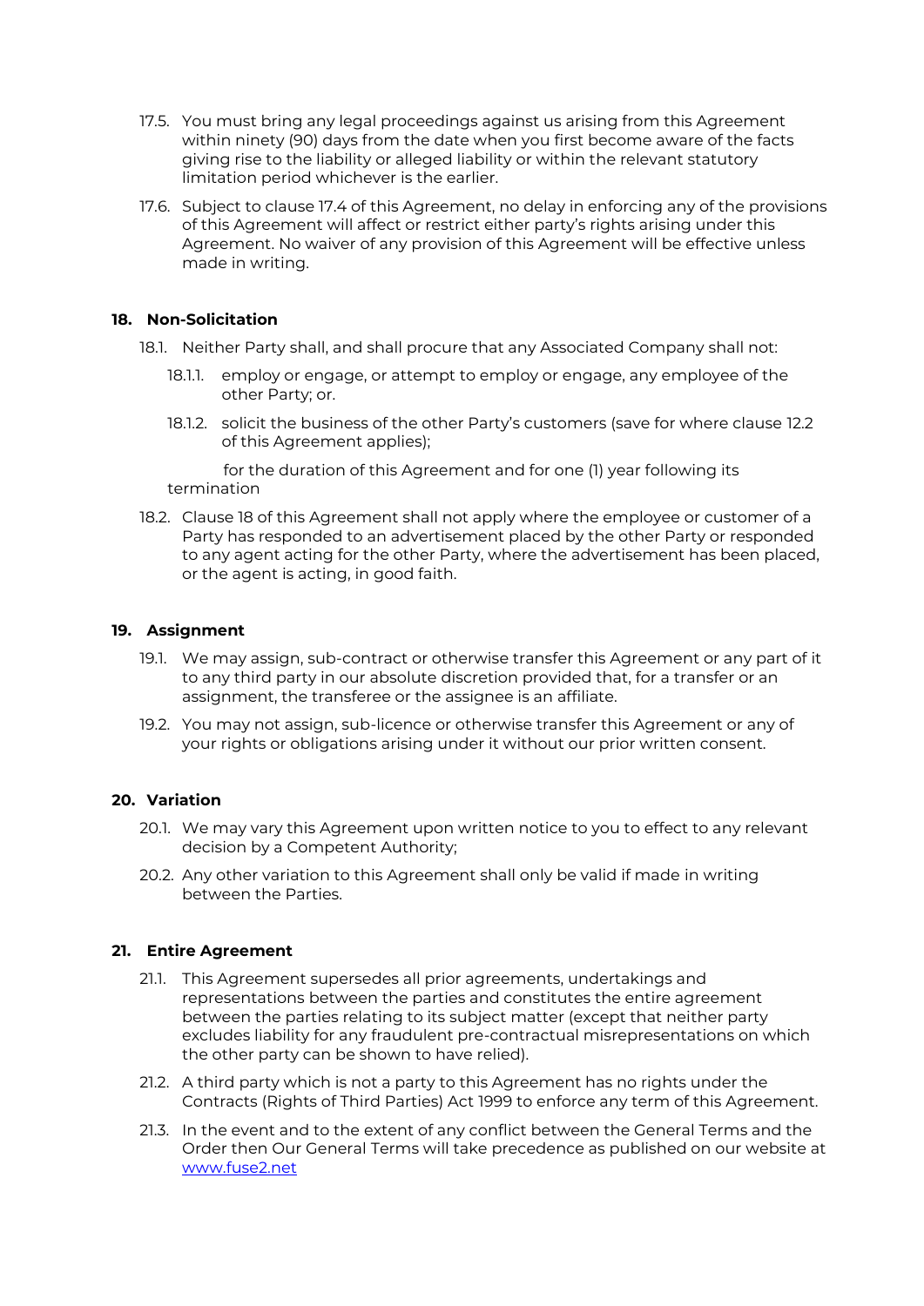17.5. You must bring any legal proceedings against us arising from this Agreement within ninety (90) days from the date when you first become aware of the facts giving rise to the liability or alleged liability or within the relevant statutory limitation period whichever is the earlier.

17.6. Subject to clause 17.4 of this Agreement, no delay in enforcing any of the provisions of this Agreement will affect or restrict either party's rights arising under this Agreement. No waiver of any provision of this Agreement will be effective unless made in writing.

## 18. Non-Solicitation

18.1. Neither Party shall, and shall procure that any Associated Company shall not:

18.1.1. employ or engage, or attempt to employ or engage, any employee of the other Party; or.

18.1.2. solicit the business of the other Party's customers (save for where clause 12.2 of this Agreement applies);

for the duration of this Agreement and for one (1) year following its termination

18.2. Clause 18 of this Agreement shall not apply where the employee or customer of a Party has responded to an advertisement placed by the other Party or responded to any agent acting for the other Party, where the advertisement has been placed, or the agent is acting, in good faith.

## 19. Assignment

19.1. We may assign, sub-contract or otherwise transfer this Agreement or any part of it to any third party in our absolute discretion provided that, for a transfer or an assignment, the transferee or the assignee is an affiliate.

19.2. You may not assign, sub-licence or otherwise transfer this Agreement or any of your rights or obligations arising under it without our prior written consent.

## 20. Variation

20.1. We may vary this Agreement upon written notice to you to effect to any relevant decision by a Competent Authority;

20.2. Any other variation to this Agreement shall only be valid if made in writing between the Parties.

## 21. Entire Agreement

21.1. This Agreement supersedes all prior agreements, undertakings and representations between the parties and constitutes the entire agreement between the parties relating to its subject matter (except that neither party excludes liability for any fraudulent pre-contractual misrepresentations on which the other party can be shown to have relied).

21.2. A third party which is not a party to this Agreement has no rights under the Contracts (Rights of Third Parties) Act 1999 to enforce any term of this Agreement.

21.3. In the event and to the extent of any conflict between the General Terms and the Order then Our General Terms will take precedence as published on our website at [www.fuse2.net](www.fuse2.net)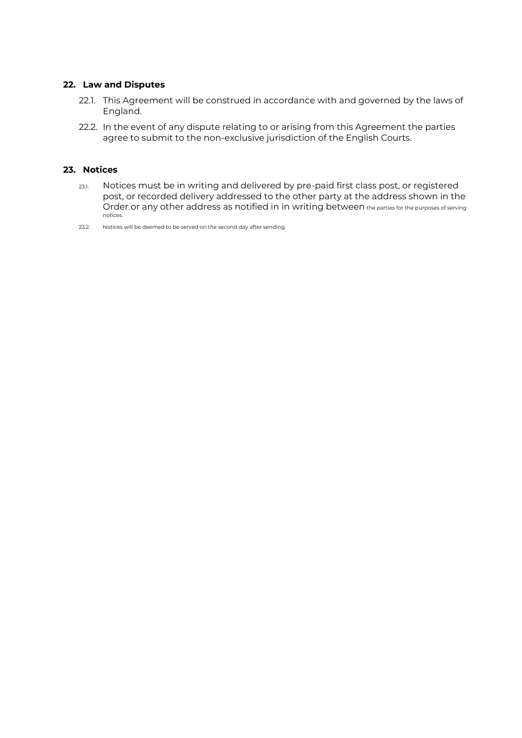## 22. Law and Disputes

22.1. This Agreement will be construed in accordance with and governed by the laws of England.

22.2. In the event of any dispute relating to or arising from this Agreement the parties agree to submit to the non-exclusive jurisdiction of the English Courts.

## 23. Notices

23.1. Notices must be in writing and delivered by pre-paid first class post, or registered post, or recorded delivery addressed to the other party at the address shown in the Order or any other address as notified in in writing between the parties for the purposes of serving notices.

23.2. Notices will be deemed to be served on the second day after sending.